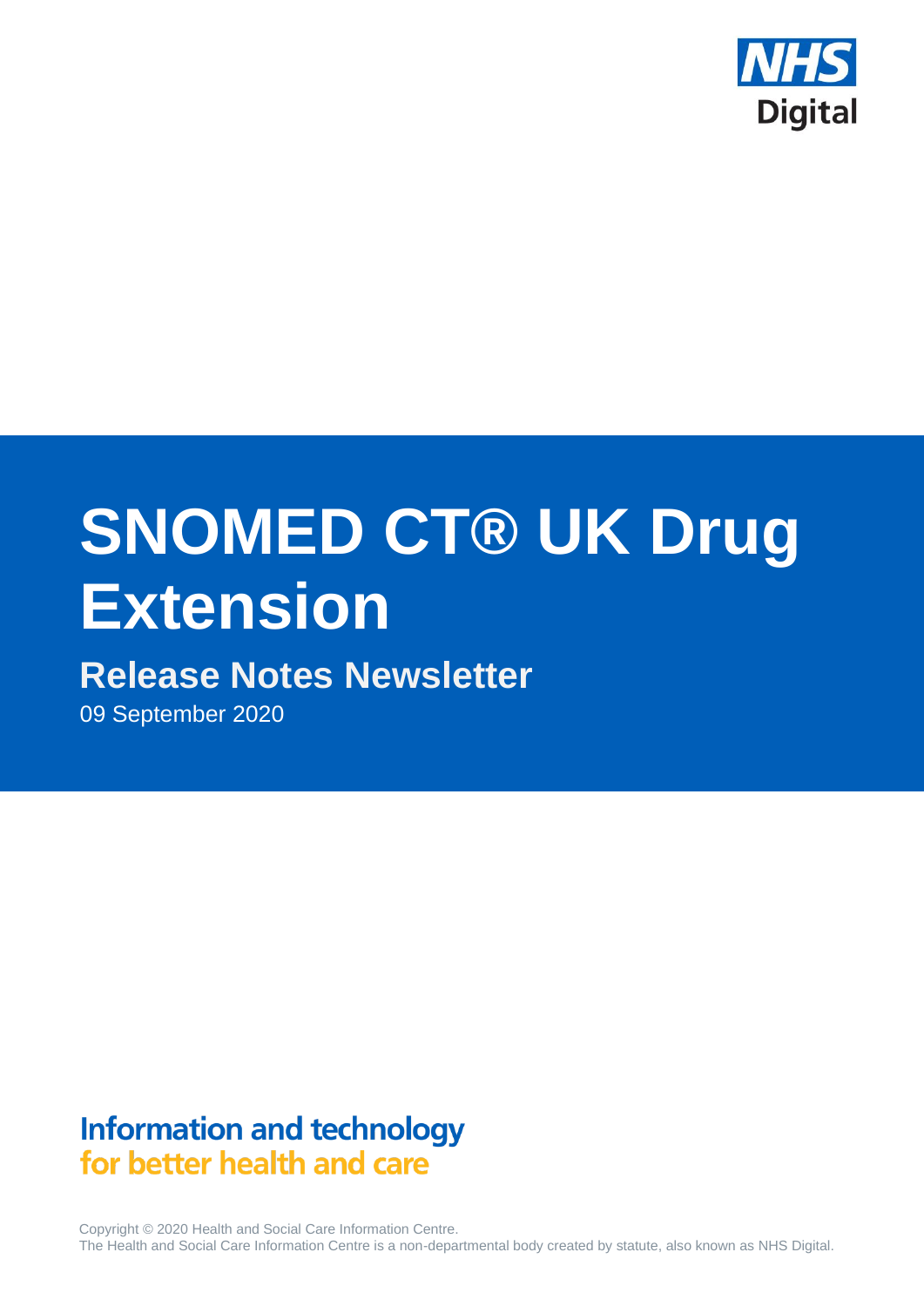NHS Digital

# SNOMED CT® UK Drug Extension

## Release Notes Newsletter

09 September 2020

**Information and technology for better health and care**

Copyright © 2020 Health and Social Care Information Centre.
The Health and Social Care Information Centre is a non-departmental body created by statute, also known as NHS Digital.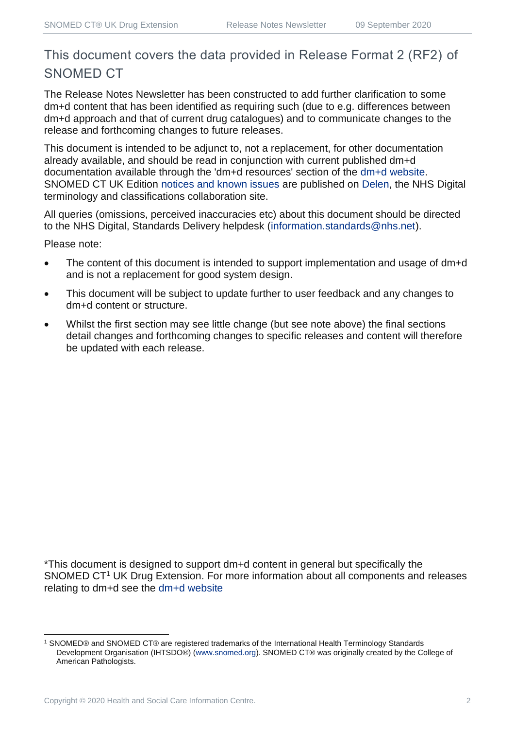# This document covers the data provided in Release Format 2 (RF2) of SNOMED CT

The Release Notes Newsletter has been constructed to add further clarification to some dm+d content that has been identified as requiring such (due to e.g. differences between dm+d approach and that of current drug catalogues) and to communicate changes to the release and forthcoming changes to future releases.

This document is intended to be adjunct to, not a replacement, for other documentation already available, and should be read in conjunction with current published dm+d documentation available through the 'dm+d resources' section of the dm+d website. SNOMED CT UK Edition notices and known issues are published on Delen, the NHS Digital terminology and classifications collaboration site.

All queries (omissions, perceived inaccuracies etc) about this document should be directed to the NHS Digital, Standards Delivery helpdesk (information.standards@nhs.net).

Please note:

- The content of this document is intended to support implementation and usage of dm+d and is not a replacement for good system design.
- This document will be subject to update further to user feedback and any changes to dm+d content or structure.
- Whilst the first section may see little change (but see note above) the final sections detail changes and forthcoming changes to specific releases and content will therefore be updated with each release.

*This document is designed to support dm+d content in general but specifically the SNOMED CT[1] UK Drug Extension. For more information about all components and releases relating to dm+d see the dm+d website

[1] SNOMED® and SNOMED CT® are registered trademarks of the International Health Terminology Standards Development Organisation (IHTSDO®) (www.snomed.org). SNOMED CT® was originally created by the College of American Pathologists.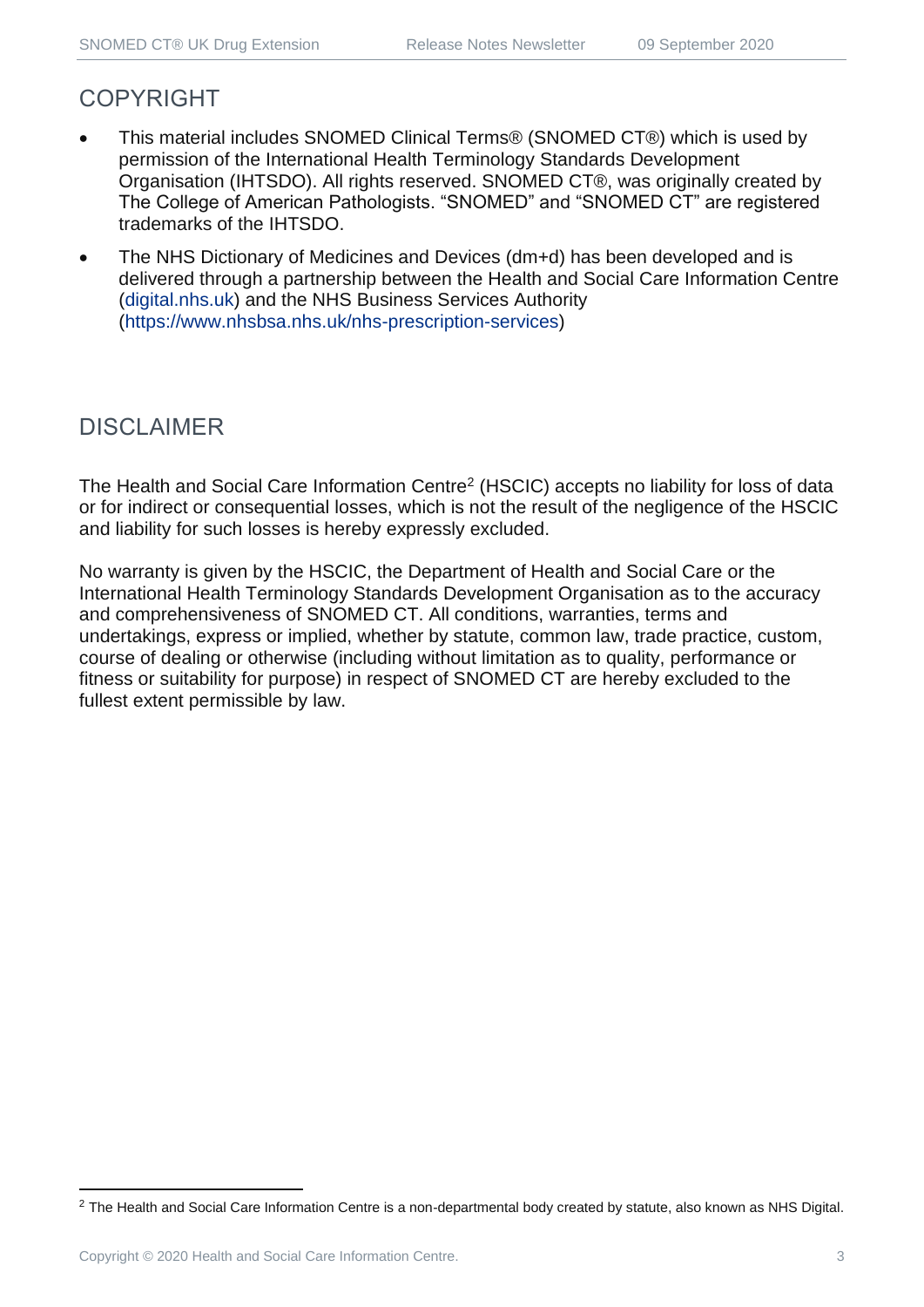## COPYRIGHT

- This material includes SNOMED Clinical Terms® (SNOMED CT®) which is used by permission of the International Health Terminology Standards Development Organisation (IHTSDO). All rights reserved. SNOMED CT®, was originally created by The College of American Pathologists. "SNOMED" and "SNOMED CT" are registered trademarks of the IHTSDO.
- The NHS Dictionary of Medicines and Devices (dm+d) has been developed and is delivered through a partnership between the Health and Social Care Information Centre (digital.nhs.uk) and the NHS Business Services Authority (https://www.nhsbsa.nhs.uk/nhs-prescription-services)

## DISCLAIMER

The Health and Social Care Information Centre[2] (HSCIC) accepts no liability for loss of data or for indirect or consequential losses, which is not the result of the negligence of the HSCIC and liability for such losses is hereby expressly excluded.

No warranty is given by the HSCIC, the Department of Health and Social Care or the International Health Terminology Standards Development Organisation as to the accuracy and comprehensiveness of SNOMED CT. All conditions, warranties, terms and undertakings, express or implied, whether by statute, common law, trade practice, custom, course of dealing or otherwise (including without limitation as to quality, performance or fitness or suitability for purpose) in respect of SNOMED CT are hereby excluded to the fullest extent permissible by law.

[2] The Health and Social Care Information Centre is a non-departmental body created by statute, also known as NHS Digital.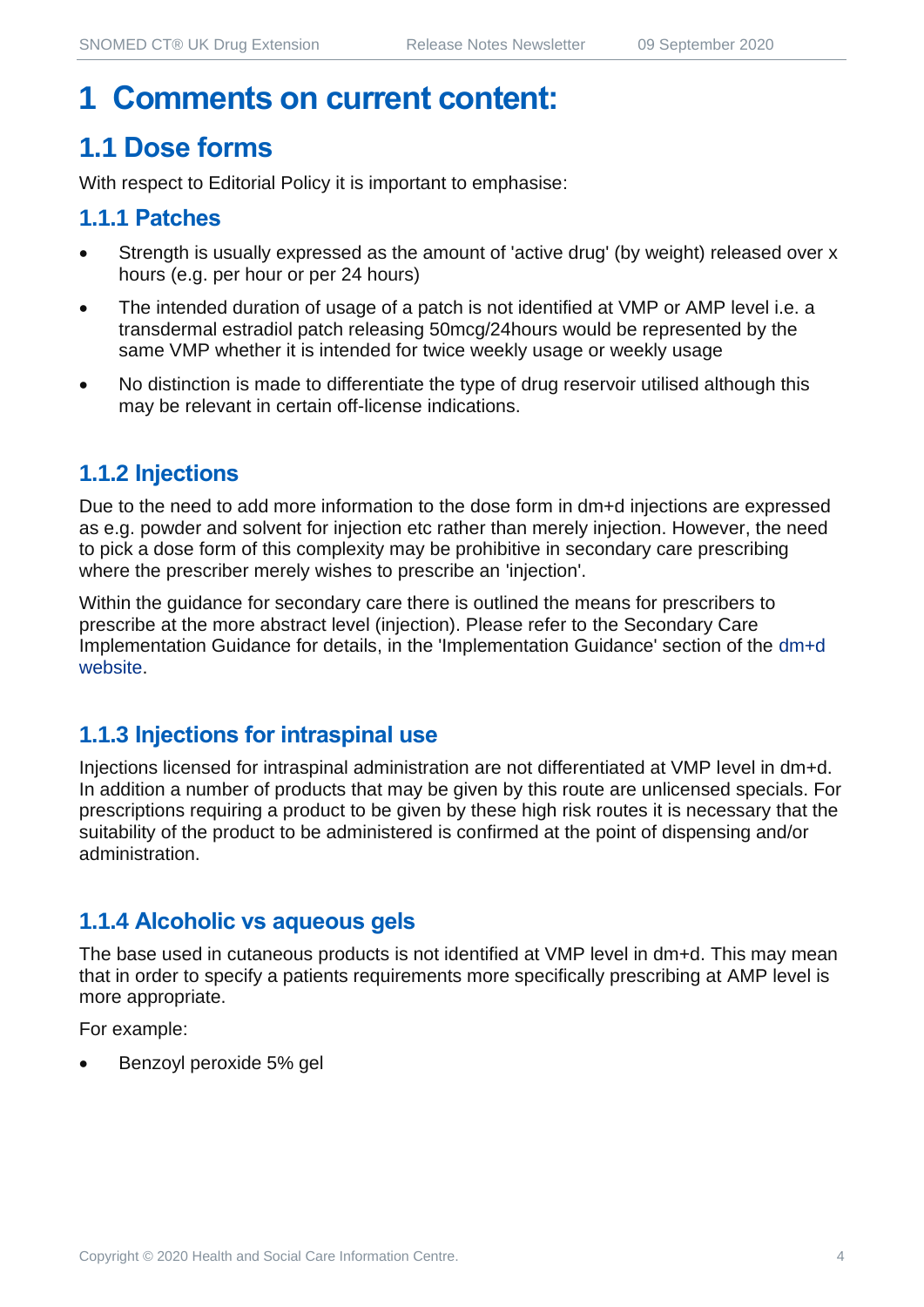# 1 Comments on current content:

## 1.1 Dose forms

With respect to Editorial Policy it is important to emphasise:

### 1.1.1 Patches

- Strength is usually expressed as the amount of 'active drug' (by weight) released over x hours (e.g. per hour or per 24 hours)
- The intended duration of usage of a patch is not identified at VMP or AMP level i.e. a transdermal estradiol patch releasing 50mcg/24hours would be represented by the same VMP whether it is intended for twice weekly usage or weekly usage
- No distinction is made to differentiate the type of drug reservoir utilised although this may be relevant in certain off-license indications.

### 1.1.2 Injections

Due to the need to add more information to the dose form in dm+d injections are expressed as e.g. powder and solvent for injection etc rather than merely injection. However, the need to pick a dose form of this complexity may be prohibitive in secondary care prescribing where the prescriber merely wishes to prescribe an 'injection'.

Within the guidance for secondary care there is outlined the means for prescribers to prescribe at the more abstract level (injection). Please refer to the Secondary Care Implementation Guidance for details, in the 'Implementation Guidance' section of the dm+d website.

### 1.1.3 Injections for intraspinal use

Injections licensed for intraspinal administration are not differentiated at VMP level in dm+d. In addition a number of products that may be given by this route are unlicensed specials. For prescriptions requiring a product to be given by these high risk routes it is necessary that the suitability of the product to be administered is confirmed at the point of dispensing and/or administration.

### 1.1.4 Alcoholic vs aqueous gels

The base used in cutaneous products is not identified at VMP level in dm+d. This may mean that in order to specify a patients requirements more specifically prescribing at AMP level is more appropriate.

For example:

- Benzoyl peroxide 5% gel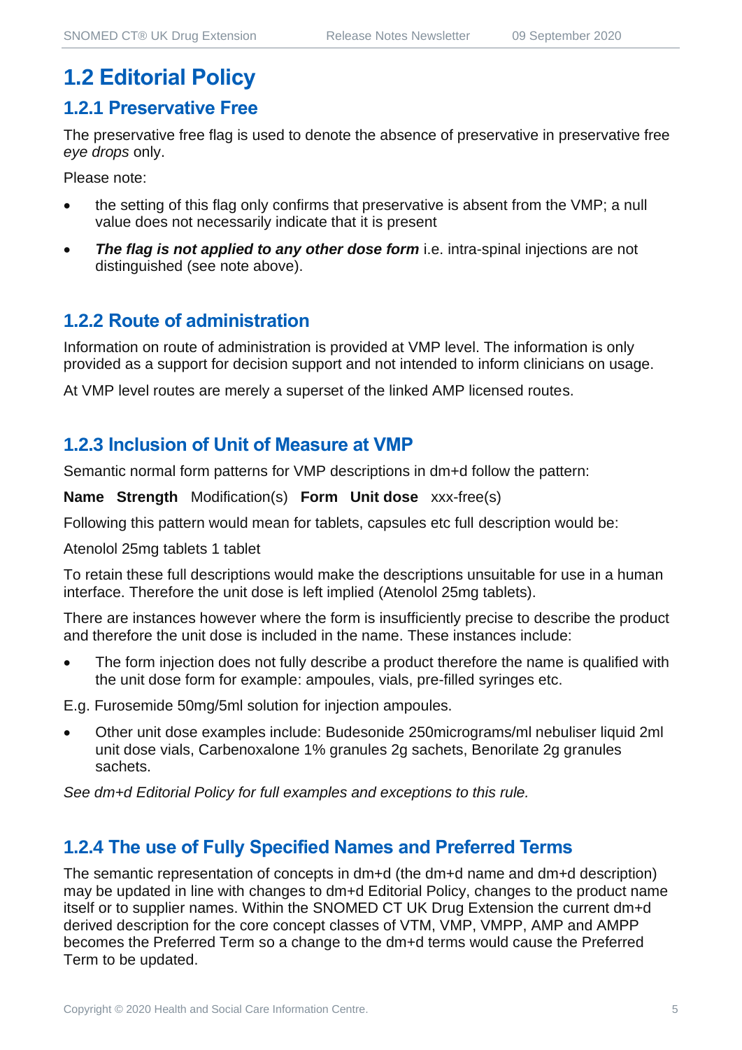# 1.2 Editorial Policy

## 1.2.1 Preservative Free

The preservative free flag is used to denote the absence of preservative in preservative free *eye drops* only.

Please note:

- the setting of this flag only confirms that preservative is absent from the VMP; a null value does not necessarily indicate that it is present
- ***The flag is not applied to any other dose form*** i.e. intra-spinal injections are not distinguished (see note above).

## 1.2.2 Route of administration

Information on route of administration is provided at VMP level. The information is only provided as a support for decision support and not intended to inform clinicians on usage.

At VMP level routes are merely a superset of the linked AMP licensed routes.

## 1.2.3 Inclusion of Unit of Measure at VMP

Semantic normal form patterns for VMP descriptions in dm+d follow the pattern:

**Name Strength** Modification(s) **Form Unit dose** xxx-free(s)

Following this pattern would mean for tablets, capsules etc full description would be:

Atenolol 25mg tablets 1 tablet

To retain these full descriptions would make the descriptions unsuitable for use in a human interface. Therefore the unit dose is left implied (Atenolol 25mg tablets).

There are instances however where the form is insufficiently precise to describe the product and therefore the unit dose is included in the name. These instances include:

- The form injection does not fully describe a product therefore the name is qualified with the unit dose form for example: ampoules, vials, pre-filled syringes etc.

E.g. Furosemide 50mg/5ml solution for injection ampoules.

- Other unit dose examples include: Budesonide 250micrograms/ml nebuliser liquid 2ml unit dose vials, Carbenoxalone 1% granules 2g sachets, Benorilate 2g granules sachets.

*See dm+d Editorial Policy for full examples and exceptions to this rule.*

## 1.2.4 The use of Fully Specified Names and Preferred Terms

The semantic representation of concepts in dm+d (the dm+d name and dm+d description) may be updated in line with changes to dm+d Editorial Policy, changes to the product name itself or to supplier names. Within the SNOMED CT UK Drug Extension the current dm+d derived description for the core concept classes of VTM, VMP, VMPP, AMP and AMPP becomes the Preferred Term so a change to the dm+d terms would cause the Preferred Term to be updated.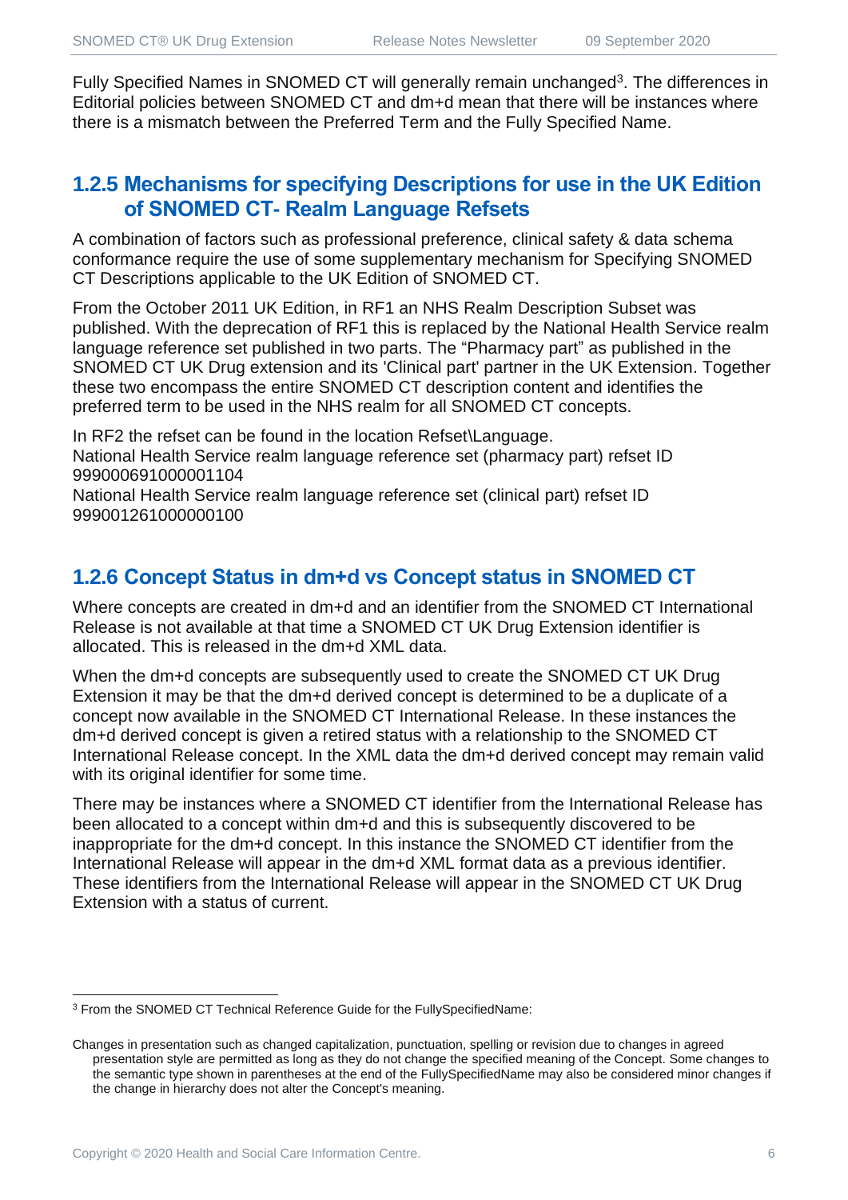Fully Specified Names in SNOMED CT will generally remain unchanged[3]. The differences in Editorial policies between SNOMED CT and dm+d mean that there will be instances where there is a mismatch between the Preferred Term and the Fully Specified Name.

### 1.2.5 Mechanisms for specifying Descriptions for use in the UK Edition of SNOMED CT- Realm Language Refsets

A combination of factors such as professional preference, clinical safety & data schema conformance require the use of some supplementary mechanism for Specifying SNOMED CT Descriptions applicable to the UK Edition of SNOMED CT.

From the October 2011 UK Edition, in RF1 an NHS Realm Description Subset was published. With the deprecation of RF1 this is replaced by the National Health Service realm language reference set published in two parts. The "Pharmacy part" as published in the SNOMED CT UK Drug extension and its 'Clinical part' partner in the UK Extension. Together these two encompass the entire SNOMED CT description content and identifies the preferred term to be used in the NHS realm for all SNOMED CT concepts.

In RF2 the refset can be found in the location Refset\Language.
National Health Service realm language reference set (pharmacy part) refset ID 999000691000001104
National Health Service realm language reference set (clinical part) refset ID 999001261000000100

### 1.2.6 Concept Status in dm+d vs Concept status in SNOMED CT

Where concepts are created in dm+d and an identifier from the SNOMED CT International Release is not available at that time a SNOMED CT UK Drug Extension identifier is allocated. This is released in the dm+d XML data.

When the dm+d concepts are subsequently used to create the SNOMED CT UK Drug Extension it may be that the dm+d derived concept is determined to be a duplicate of a concept now available in the SNOMED CT International Release. In these instances the dm+d derived concept is given a retired status with a relationship to the SNOMED CT International Release concept. In the XML data the dm+d derived concept may remain valid with its original identifier for some time.

There may be instances where a SNOMED CT identifier from the International Release has been allocated to a concept within dm+d and this is subsequently discovered to be inappropriate for the dm+d concept. In this instance the SNOMED CT identifier from the International Release will appear in the dm+d XML format data as a previous identifier. These identifiers from the International Release will appear in the SNOMED CT UK Drug Extension with a status of current.

---

[3] From the SNOMED CT Technical Reference Guide for the FullySpecifiedName:

Changes in presentation such as changed capitalization, punctuation, spelling or revision due to changes in agreed presentation style are permitted as long as they do not change the specified meaning of the Concept. Some changes to the semantic type shown in parentheses at the end of the FullySpecifiedName may also be considered minor changes if the change in hierarchy does not alter the Concept's meaning.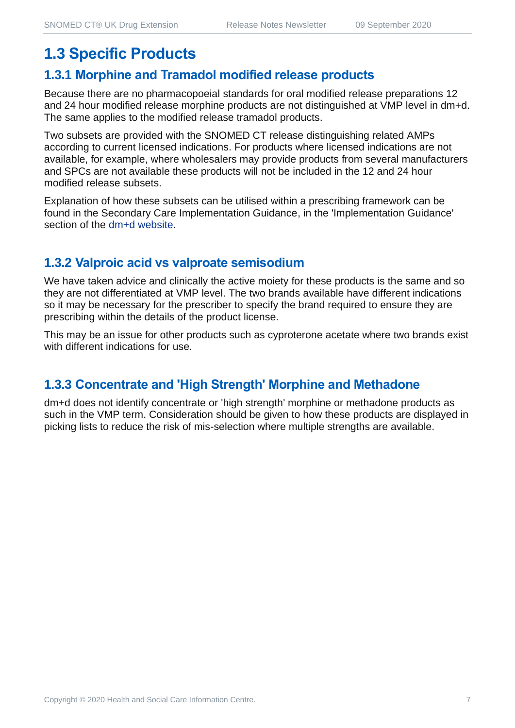# 1.3 Specific Products

## 1.3.1 Morphine and Tramadol modified release products

Because there are no pharmacopoeial standards for oral modified release preparations 12 and 24 hour modified release morphine products are not distinguished at VMP level in dm+d. The same applies to the modified release tramadol products.

Two subsets are provided with the SNOMED CT release distinguishing related AMPs according to current licensed indications. For products where licensed indications are not available, for example, where wholesalers may provide products from several manufacturers and SPCs are not available these products will not be included in the 12 and 24 hour modified release subsets.

Explanation of how these subsets can be utilised within a prescribing framework can be found in the Secondary Care Implementation Guidance, in the 'Implementation Guidance' section of the dm+d website.

## 1.3.2 Valproic acid vs valproate semisodium

We have taken advice and clinically the active moiety for these products is the same and so they are not differentiated at VMP level. The two brands available have different indications so it may be necessary for the prescriber to specify the brand required to ensure they are prescribing within the details of the product license.

This may be an issue for other products such as cyproterone acetate where two brands exist with different indications for use.

## 1.3.3 Concentrate and 'High Strength' Morphine and Methadone

dm+d does not identify concentrate or 'high strength' morphine or methadone products as such in the VMP term. Consideration should be given to how these products are displayed in picking lists to reduce the risk of mis-selection where multiple strengths are available.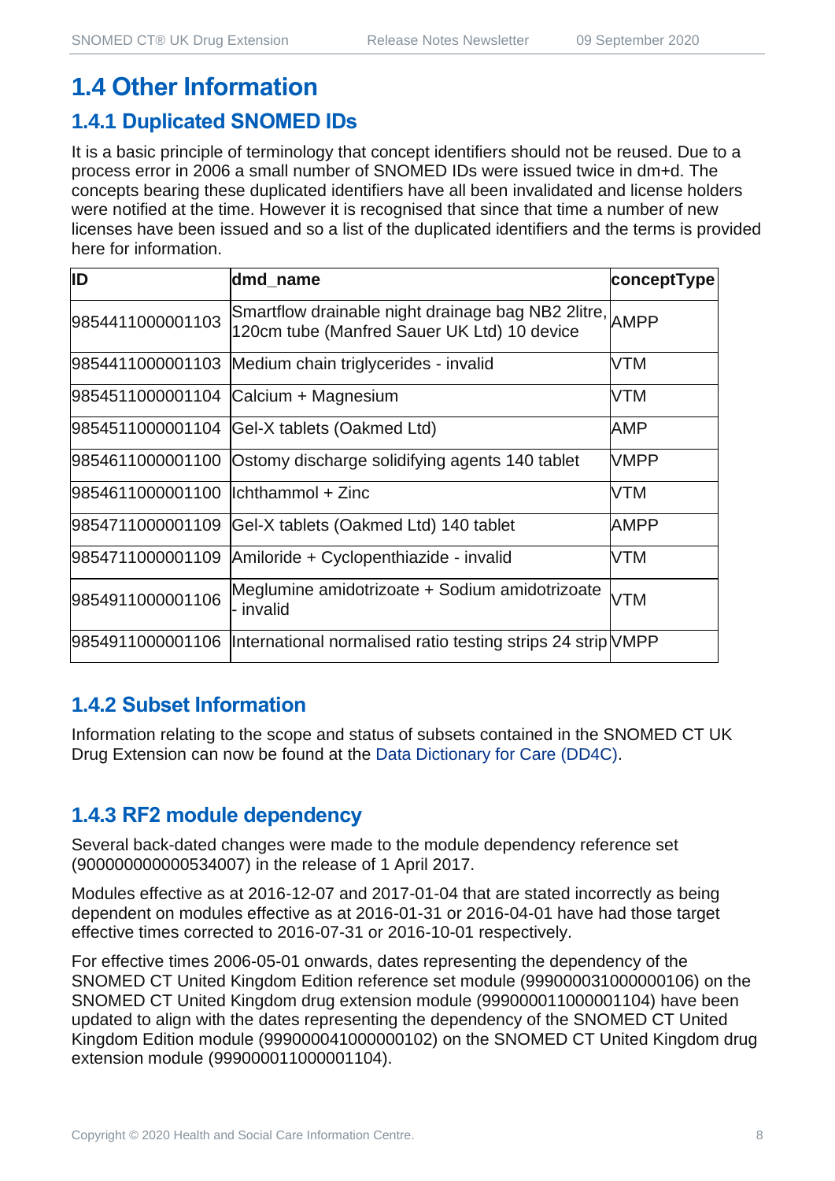# 1.4 Other Information

## 1.4.1 Duplicated SNOMED IDs

It is a basic principle of terminology that concept identifiers should not be reused. Due to a process error in 2006 a small number of SNOMED IDs were issued twice in dm+d. The concepts bearing these duplicated identifiers have all been invalidated and license holders were notified at the time. However it is recognised that since that time a number of new licenses have been issued and so a list of the duplicated identifiers and the terms is provided here for information.

| ID | dmd_name | conceptType |
|---|---|---|
| 9854411000001103 | Smartflow drainable night drainage bag NB2 2litre, 120cm tube (Manfred Sauer UK Ltd) 10 device | AMPP |
| 9854411000001103 | Medium chain triglycerides - invalid | VTM |
| 9854511000001104 | Calcium + Magnesium | VTM |
| 9854511000001104 | Gel-X tablets (Oakmed Ltd) | AMP |
| 9854611000001100 | Ostomy discharge solidifying agents 140 tablet | VMPP |
| 9854611000001100 | Ichthammol + Zinc | VTM |
| 9854711000001109 | Gel-X tablets (Oakmed Ltd) 140 tablet | AMPP |
| 9854711000001109 | Amiloride + Cyclopenthiazide - invalid | VTM |
| 9854911000001106 | Meglumine amidotrizoate + Sodium amidotrizoate - invalid | VTM |
| 9854911000001106 | International normalised ratio testing strips 24 strip | VMPP |

## 1.4.2 Subset Information

Information relating to the scope and status of subsets contained in the SNOMED CT UK Drug Extension can now be found at the Data Dictionary for Care (DD4C).

## 1.4.3 RF2 module dependency

Several back-dated changes were made to the module dependency reference set (900000000000534007) in the release of 1 April 2017.

Modules effective as at 2016-12-07 and 2017-01-04 that are stated incorrectly as being dependent on modules effective as at 2016-01-31 or 2016-04-01 have had those target effective times corrected to 2016-07-31 or 2016-10-01 respectively.

For effective times 2006-05-01 onwards, dates representing the dependency of the SNOMED CT United Kingdom Edition reference set module (999000031000000106) on the SNOMED CT United Kingdom drug extension module (999000011000001104) have been updated to align with the dates representing the dependency of the SNOMED CT United Kingdom Edition module (999000041000000102) on the SNOMED CT United Kingdom drug extension module (999000011000001104).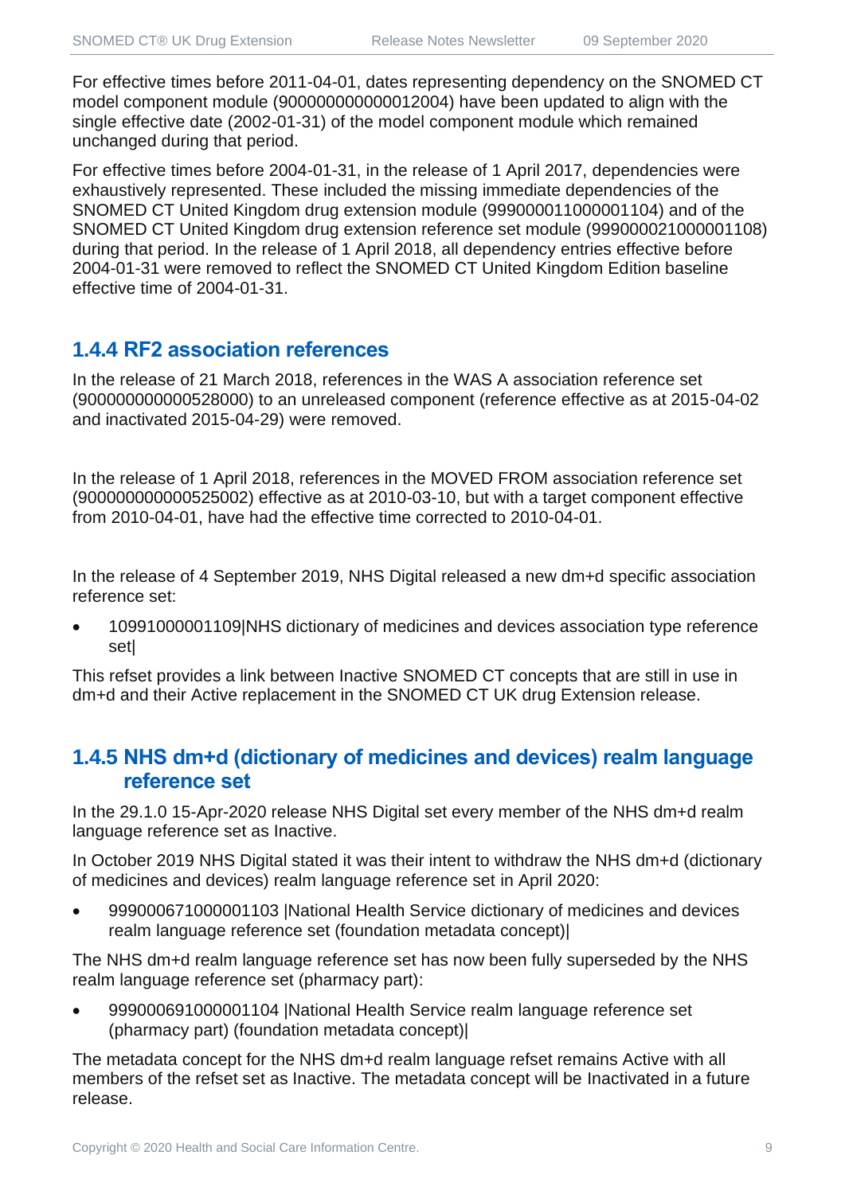For effective times before 2011-04-01, dates representing dependency on the SNOMED CT model component module (900000000000012004) have been updated to align with the single effective date (2002-01-31) of the model component module which remained unchanged during that period.

For effective times before 2004-01-31, in the release of 1 April 2017, dependencies were exhaustively represented. These included the missing immediate dependencies of the SNOMED CT United Kingdom drug extension module (999000011000001104) and of the SNOMED CT United Kingdom drug extension reference set module (999000021000001108) during that period. In the release of 1 April 2018, all dependency entries effective before 2004-01-31 were removed to reflect the SNOMED CT United Kingdom Edition baseline effective time of 2004-01-31.

### 1.4.4 RF2 association references

In the release of 21 March 2018, references in the WAS A association reference set (900000000000528000) to an unreleased component (reference effective as at 2015-04-02 and inactivated 2015-04-29) were removed.

In the release of 1 April 2018, references in the MOVED FROM association reference set (900000000000525002) effective as at 2010-03-10, but with a target component effective from 2010-04-01, have had the effective time corrected to 2010-04-01.

In the release of 4 September 2019, NHS Digital released a new dm+d specific association reference set:

- 10991000001109|NHS dictionary of medicines and devices association type reference set|

This refset provides a link between Inactive SNOMED CT concepts that are still in use in dm+d and their Active replacement in the SNOMED CT UK drug Extension release.

### 1.4.5 NHS dm+d (dictionary of medicines and devices) realm language reference set

In the 29.1.0 15-Apr-2020 release NHS Digital set every member of the NHS dm+d realm language reference set as Inactive.

In October 2019 NHS Digital stated it was their intent to withdraw the NHS dm+d (dictionary of medicines and devices) realm language reference set in April 2020:

- 999000671000001103 |National Health Service dictionary of medicines and devices realm language reference set (foundation metadata concept)|

The NHS dm+d realm language reference set has now been fully superseded by the NHS realm language reference set (pharmacy part):

- 999000691000001104 |National Health Service realm language reference set (pharmacy part) (foundation metadata concept)|

The metadata concept for the NHS dm+d realm language refset remains Active with all members of the refset set as Inactive. The metadata concept will be Inactivated in a future release.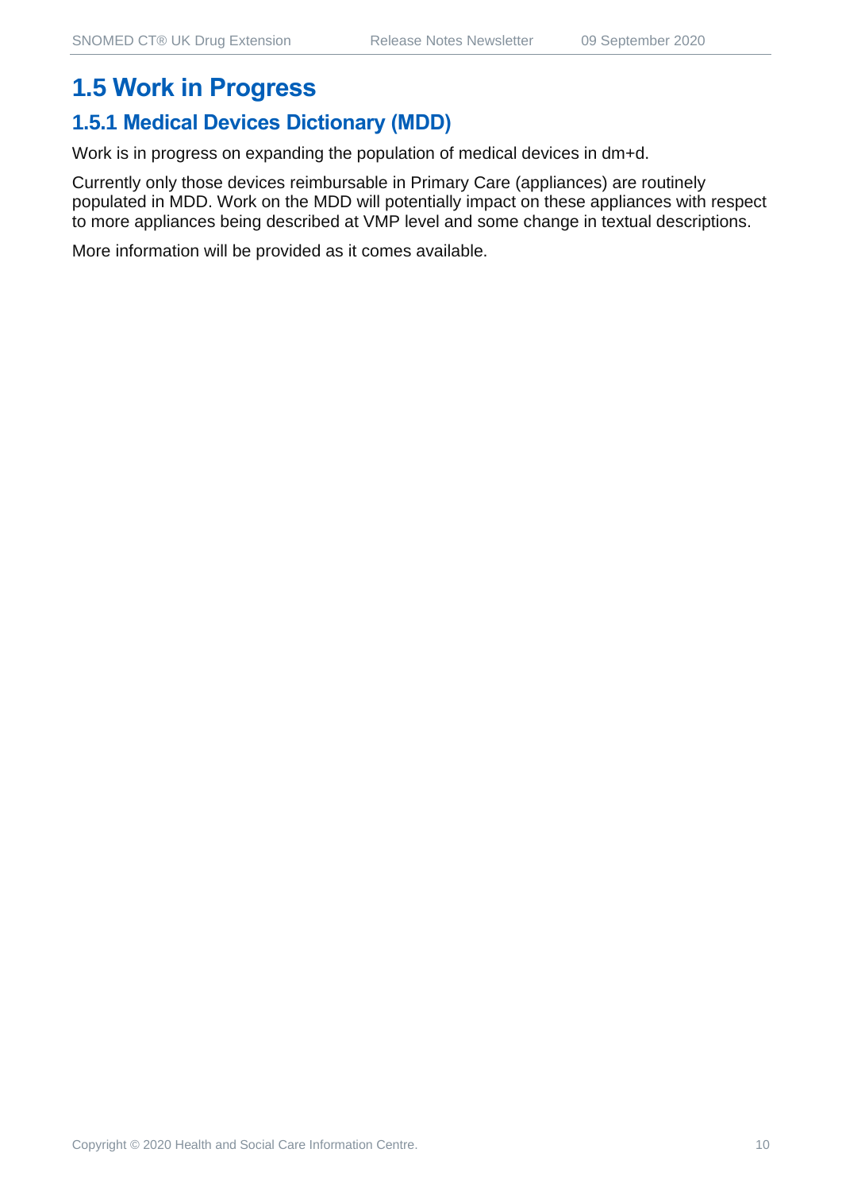# 1.5 Work in Progress

## 1.5.1 Medical Devices Dictionary (MDD)

Work is in progress on expanding the population of medical devices in dm+d.

Currently only those devices reimbursable in Primary Care (appliances) are routinely populated in MDD. Work on the MDD will potentially impact on these appliances with respect to more appliances being described at VMP level and some change in textual descriptions.

More information will be provided as it comes available.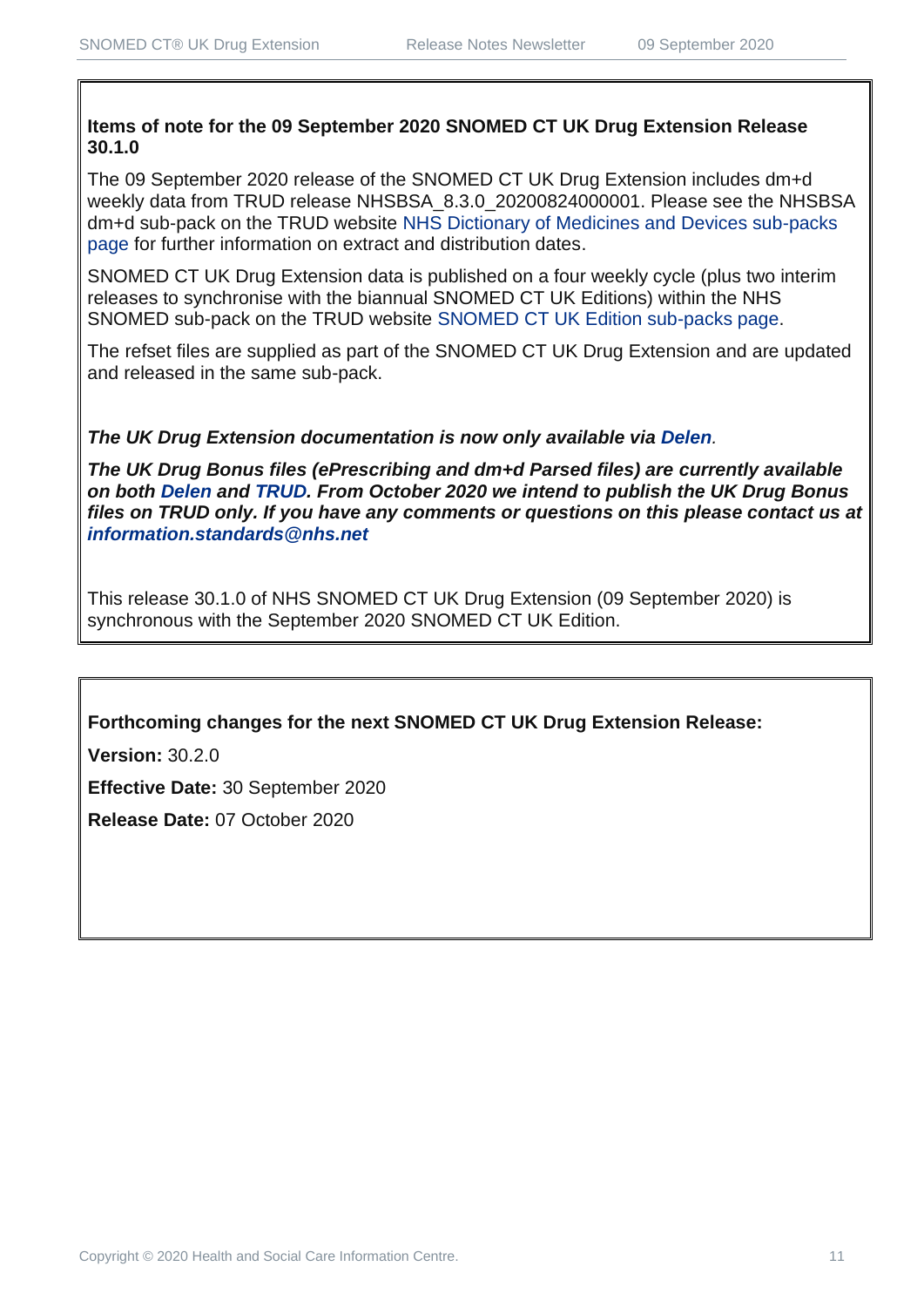**Items of note for the 09 September 2020 SNOMED CT UK Drug Extension Release 30.1.0**

The 09 September 2020 release of the SNOMED CT UK Drug Extension includes dm+d weekly data from TRUD release NHSBSA_8.3.0_20200824000001. Please see the NHSBSA dm+d sub-pack on the TRUD website NHS Dictionary of Medicines and Devices sub-packs page for further information on extract and distribution dates.

SNOMED CT UK Drug Extension data is published on a four weekly cycle (plus two interim releases to synchronise with the biannual SNOMED CT UK Editions) within the NHS SNOMED sub-pack on the TRUD website SNOMED CT UK Edition sub-packs page.

The refset files are supplied as part of the SNOMED CT UK Drug Extension and are updated and released in the same sub-pack.

***The UK Drug Extension documentation is now only available via Delen.***

***The UK Drug Bonus files (ePrescribing and dm+d Parsed files) are currently available on both Delen and TRUD. From October 2020 we intend to publish the UK Drug Bonus files on TRUD only. If you have any comments or questions on this please contact us at information.standards@nhs.net***

This release 30.1.0 of NHS SNOMED CT UK Drug Extension (09 September 2020) is synchronous with the September 2020 SNOMED CT UK Edition.

**Forthcoming changes for the next SNOMED CT UK Drug Extension Release:**

**Version:** 30.2.0

**Effective Date:** 30 September 2020

**Release Date:** 07 October 2020